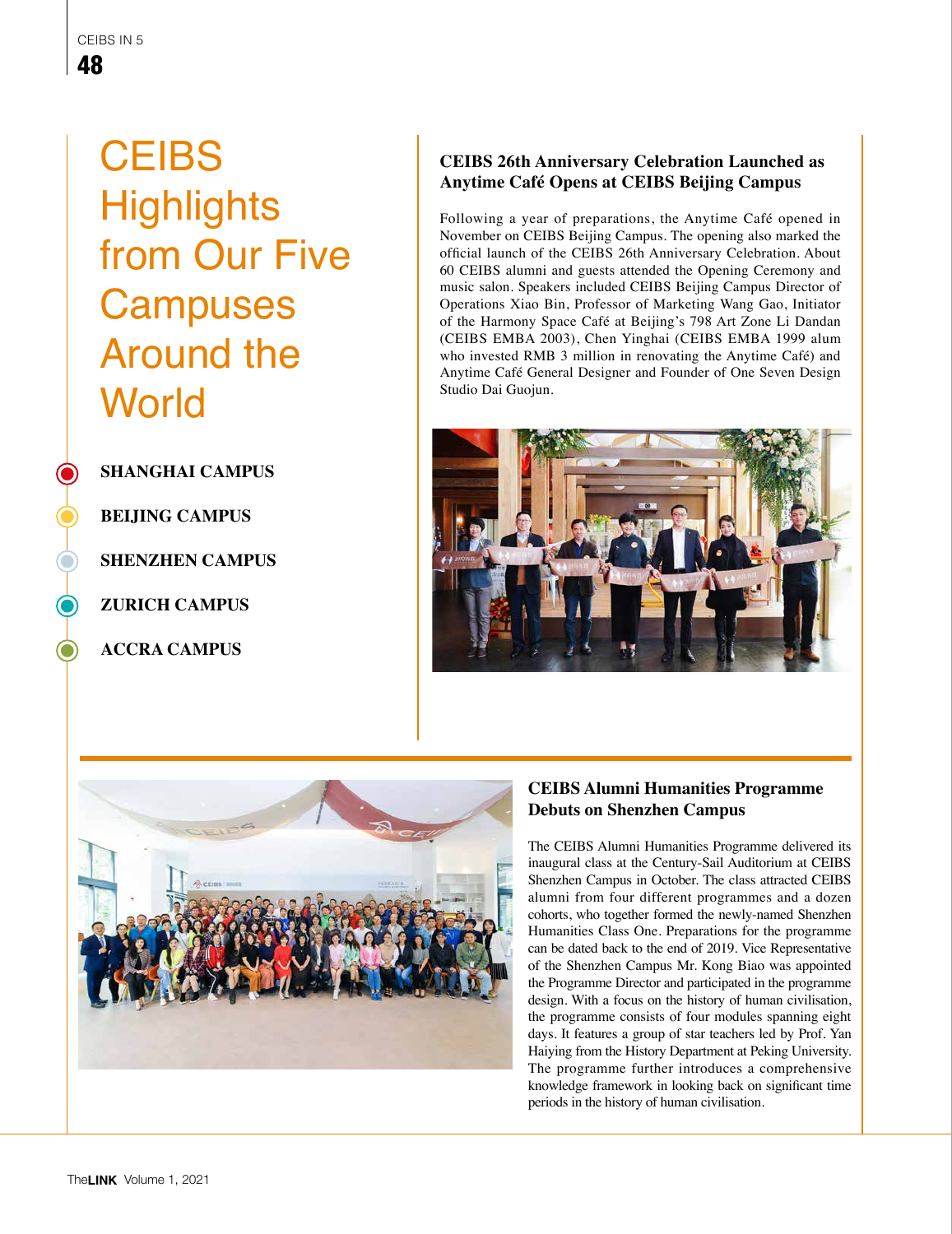# CEIBS Highlights from Our Five Campuses Around the World

- **SHANGHAI CAMPUS**
- **BEIJING CAMPUS**
- **SHENZHEN CAMPUS**
- **ZURICH CAMPUS**
- **ACCRA CAMPUS**

## CEIBS 26th Anniversary Celebration Launched as Anytime Café Opens at CEIBS Beijing Campus

Following a year of preparations, the Anytime Café opened in November on CEIBS Beijing Campus. The opening also marked the official launch of the CEIBS 26th Anniversary Celebration. About 60 CEIBS alumni and guests attended the Opening Ceremony and music salon. Speakers included CEIBS Beijing Campus Director of Operations Xiao Bin, Professor of Marketing Wang Gao, Initiator of the Harmony Space Café at Beijing's 798 Art Zone Li Dandan (CEIBS EMBA 2003), Chen Yinghai (CEIBS EMBA 1999 alum who invested RMB 3 million in renovating the Anytime Café) and Anytime Café General Designer and Founder of One Seven Design Studio Dai Guojun.

## CEIBS Alumni Humanities Programme Debuts on Shenzhen Campus

The CEIBS Alumni Humanities Programme delivered its inaugural class at the Century-Sail Auditorium at CEIBS Shenzhen Campus in October. The class attracted CEIBS alumni from four different programmes and a dozen cohorts, who together formed the newly-named Shenzhen Humanities Class One. Preparations for the programme can be dated back to the end of 2019. Vice Representative of the Shenzhen Campus Mr. Kong Biao was appointed the Programme Director and participated in the programme design. With a focus on the history of human civilisation, the programme consists of four modules spanning eight days. It features a group of star teachers led by Prof. Yan Haiying from the History Department at Peking University. The programme further introduces a comprehensive knowledge framework in looking back on significant time periods in the history of human civilisation.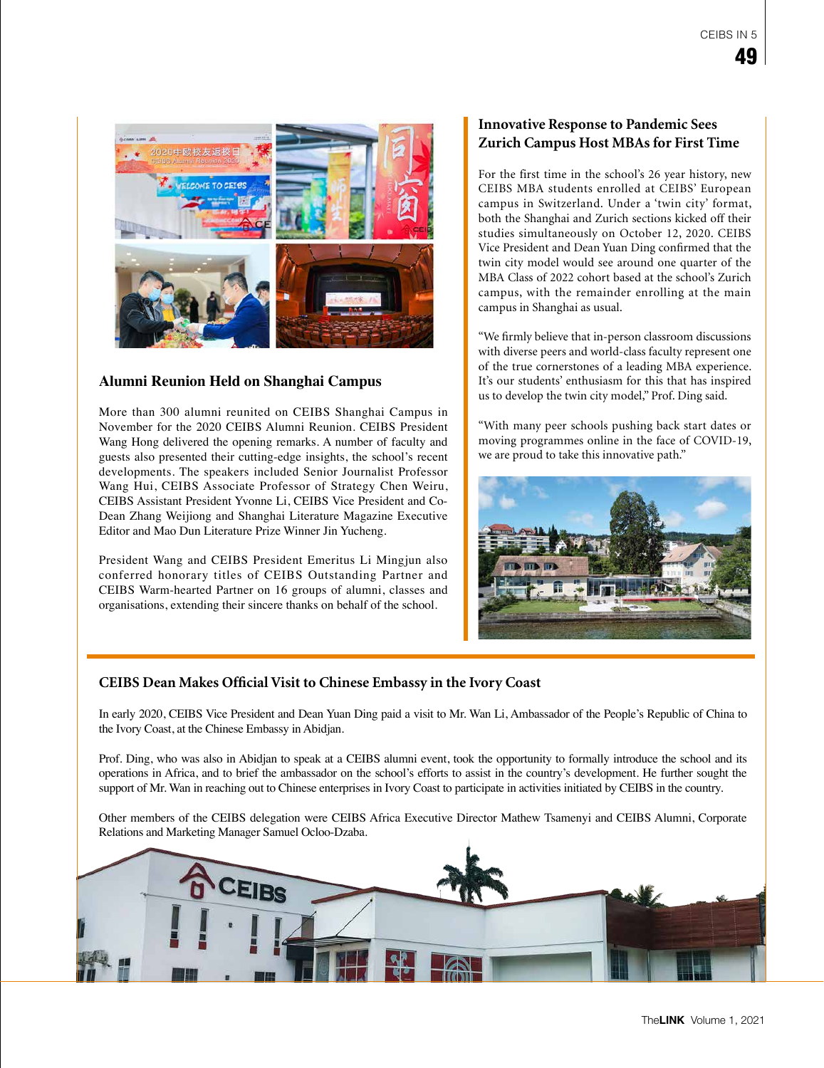## Alumni Reunion Held on Shanghai Campus

More than 300 alumni reunited on CEIBS Shanghai Campus in November for the 2020 CEIBS Alumni Reunion. CEIBS President Wang Hong delivered the opening remarks. A number of faculty and guests also presented their cutting-edge insights, the school's recent developments. The speakers included Senior Journalist Professor Wang Hui, CEIBS Associate Professor of Strategy Chen Weiru, CEIBS Assistant President Yvonne Li, CEIBS Vice President and Co-Dean Zhang Weijiong and Shanghai Literature Magazine Executive Editor and Mao Dun Literature Prize Winner Jin Yucheng.

President Wang and CEIBS President Emeritus Li Mingjun also conferred honorary titles of CEIBS Outstanding Partner and CEIBS Warm-hearted Partner on 16 groups of alumni, classes and organisations, extending their sincere thanks on behalf of the school.

## Innovative Response to Pandemic Sees Zurich Campus Host MBAs for First Time

For the first time in the school's 26 year history, new CEIBS MBA students enrolled at CEIBS' European campus in Switzerland. Under a 'twin city' format, both the Shanghai and Zurich sections kicked off their studies simultaneously on October 12, 2020. CEIBS Vice President and Dean Yuan Ding confirmed that the twin city model would see around one quarter of the MBA Class of 2022 cohort based at the school's Zurich campus, with the remainder enrolling at the main campus in Shanghai as usual.

"We firmly believe that in-person classroom discussions with diverse peers and world-class faculty represent one of the true cornerstones of a leading MBA experience. It's our students' enthusiasm for this that has inspired us to develop the twin city model," Prof. Ding said.

"With many peer schools pushing back start dates or moving programmes online in the face of COVID-19, we are proud to take this innovative path."

## CEIBS Dean Makes Official Visit to Chinese Embassy in the Ivory Coast

In early 2020, CEIBS Vice President and Dean Yuan Ding paid a visit to Mr. Wan Li, Ambassador of the People's Republic of China to the Ivory Coast, at the Chinese Embassy in Abidjan.

Prof. Ding, who was also in Abidjan to speak at a CEIBS alumni event, took the opportunity to formally introduce the school and its operations in Africa, and to brief the ambassador on the school's efforts to assist in the country's development. He further sought the support of Mr. Wan in reaching out to Chinese enterprises in Ivory Coast to participate in activities initiated by CEIBS in the country.

Other members of the CEIBS delegation were CEIBS Africa Executive Director Mathew Tsamenyi and CEIBS Alumni, Corporate Relations and Marketing Manager Samuel Ocloo-Dzaba.